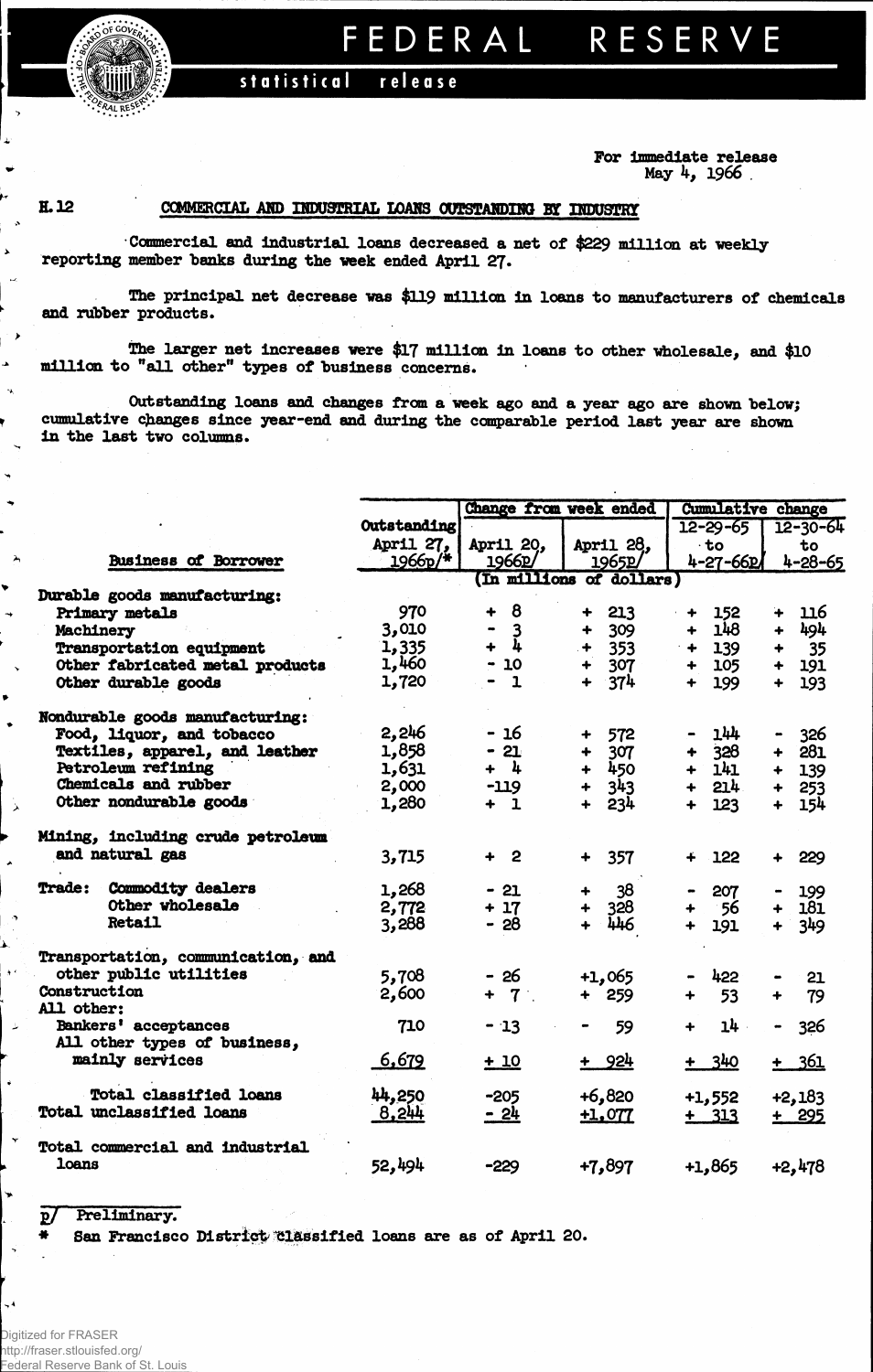# FEDERAL RESERVE

statistical release

For immediate release
May 4, 1966

H.12

## COMMERCIAL AND INDUSTRIAL LOANS OUTSTANDING BY INDUSTRY

Commercial and industrial loans decreased a net of $229 million at weekly reporting member banks during the week ended April 27.

The principal net decrease was $119 million in loans to manufacturers of chemicals and rubber products.

The larger net increases were $17 million in loans to other wholesale, and $10 million to "all other" types of business concerns.

Outstanding loans and changes from a week ago and a year ago are shown below; cumulative changes since year-end and during the comparable period last year are shown in the last two columns.

| Business of Borrower | Outstanding April 27, 1966p/* | Change from week ended April 20, 1966p/ | Change from week ended April 28, 1965p/ | Cumulative change 12-29-65 to 4-27-66p/ | Cumulative change 12-30-64 to 4-28-65 |
|---|---|---|---|---|---|
| | (In millions of dollars) | | | | |
| **Durable goods manufacturing:** | | | | | |
| Primary metals | 970 | + 8 | + 213 | + 152 | + 116 |
| Machinery | 3,010 | - 3 | + 309 | + 148 | + 494 |
| Transportation equipment | 1,335 | + 4 | + 353 | + 139 | + 35 |
| Other fabricated metal products | 1,460 | - 10 | + 307 | + 105 | + 191 |
| Other durable goods | 1,720 | - 1 | + 374 | + 199 | + 193 |
| **Nondurable goods manufacturing:** | | | | | |
| Food, liquor, and tobacco | 2,246 | - 16 | + 572 | - 144 | - 326 |
| Textiles, apparel, and leather | 1,858 | - 21 | + 307 | + 328 | + 281 |
| Petroleum refining | 1,631 | + 4 | + 450 | + 141 | + 139 |
| Chemicals and rubber | 2,000 | -119 | + 343 | + 214 | + 253 |
| Other nondurable goods | 1,280 | + 1 | + 234 | + 123 | + 154 |
| **Mining, including crude petroleum and natural gas** | 3,715 | + 2 | + 357 | + 122 | + 229 |
| **Trade:** Commodity dealers | 1,268 | - 21 | + 38 | - 207 | - 199 |
| Other wholesale | 2,772 | + 17 | + 328 | + 56 | + 181 |
| Retail | 3,288 | - 28 | + 446 | + 191 | + 349 |
| **Transportation, communication, and other public utilities** | 5,708 | - 26 | +1,065 | - 422 | - 21 |
| **Construction** | 2,600 | + 7 | + 259 | + 53 | + 79 |
| **All other:** | | | | | |
| Bankers' acceptances | 710 | - 13 | - 59 | + 14 | - 326 |
| All other types of business, mainly services | 6,679 | + 10 | + 924 | + 340 | + 361 |
| **Total classified loans** | 44,250 | -205 | +6,820 | +1,552 | +2,183 |
| **Total unclassified loans** | 8,244 | - 24 | +1,077 | + 313 | + 295 |
| **Total commercial and industrial loans** | 52,494 | -229 | +7,897 | +1,865 | +2,478 |

p/ Preliminary.
* San Francisco District classified loans are as of April 20.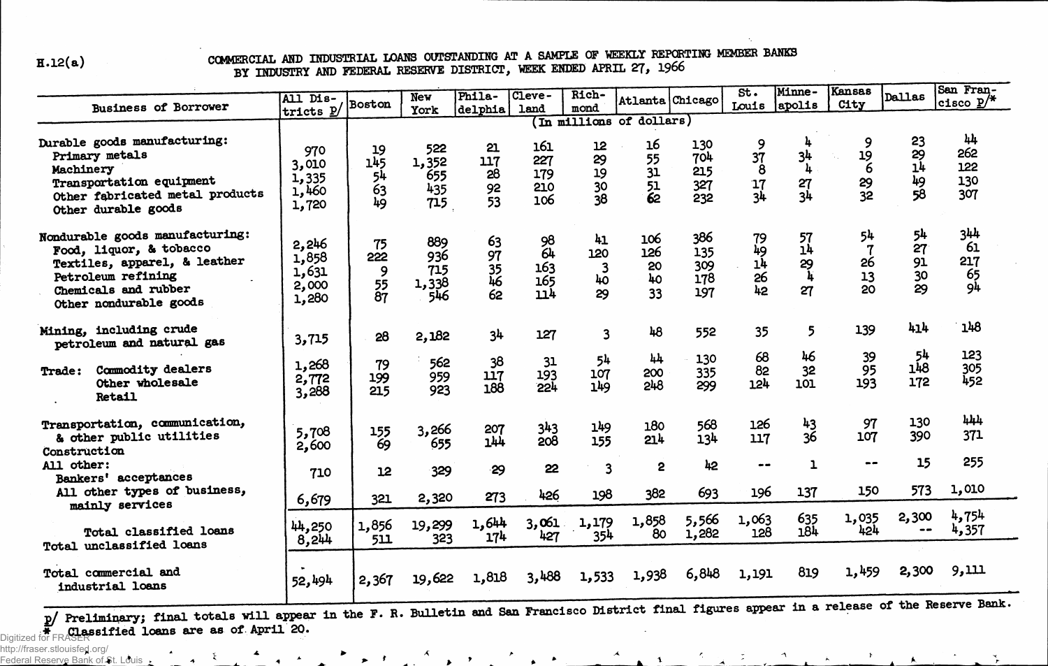H.12(a)

COMMERCIAL AND INDUSTRIAL LOANS OUTSTANDING AT A SAMPLE OF WEEKLY REPORTING MEMBER BANKS BY INDUSTRY AND FEDERAL RESERVE DISTRICT, WEEK ENDED APRIL 27, 1966

| Business of Borrower | All Districts p/ | Boston | New York | Philadelphia | Cleveland | Richmond | Atlanta | Chicago | St. Louis | Minneapolis | Kansas City | Dallas | San Francisco p/* |
|---|---|---|---|---|---|---|---|---|---|---|---|---|---|
| | (In millions of dollars) | | | | | | | | | | | | |
| **Durable goods manufacturing:** | | | | | | | | | | | | | |
| Primary metals | 970 | 19 | 522 | 21 | 161 | 12 | 16 | 130 | 9 | 4 | 9 | 23 | 44 |
| Machinery | 3,010 | 145 | 1,352 | 117 | 227 | 29 | 55 | 704 | 37 | 34 | 19 | 29 | 262 |
| Transportation equipment | 1,335 | 54 | 655 | 28 | 179 | 19 | 31 | 215 | 8 | 4 | 6 | 14 | 122 |
| Other fabricated metal products | 1,460 | 63 | 435 | 92 | 210 | 30 | 51 | 327 | 17 | 27 | 29 | 49 | 130 |
| Other durable goods | 1,720 | 49 | 715 | 53 | 106 | 38 | 62 | 232 | 34 | 34 | 32 | 58 | 307 |
| **Nondurable goods manufacturing:** | | | | | | | | | | | | | |
| Food, liquor, & tobacco | 2,246 | 75 | 889 | 63 | 98 | 41 | 106 | 386 | 79 | 57 | 54 | 54 | 344 |
| Textiles, apparel, & leather | 1,858 | 222 | 936 | 97 | 64 | 120 | 126 | 135 | 49 | 14 | 7 | 27 | 61 |
| Petroleum refining | 1,631 | 9 | 715 | 35 | 163 | 3 | 20 | 309 | 14 | 29 | 26 | 91 | 217 |
| Chemicals and rubber | 2,000 | 55 | 1,338 | 46 | 165 | 40 | 40 | 178 | 26 | 4 | 13 | 30 | 65 |
| Other nondurable goods | 1,280 | 87 | 546 | 62 | 114 | 29 | 33 | 197 | 42 | 27 | 20 | 29 | 94 |
| Mining, including crude petroleum and natural gas | 3,715 | 28 | 2,182 | 34 | 127 | 3 | 48 | 552 | 35 | 5 | 139 | 414 | 148 |
| Trade: Commodity dealers | 1,268 | 79 | 562 | 38 | 31 | 54 | 44 | 130 | 68 | 46 | 39 | 54 | 123 |
| Other wholesale | 2,772 | 199 | 959 | 117 | 193 | 107 | 200 | 335 | 82 | 32 | 95 | 148 | 305 |
| Retail | 3,288 | 215 | 923 | 188 | 224 | 149 | 248 | 299 | 124 | 101 | 193 | 172 | 452 |
| Transportation, communication, & other public utilities | 5,708 | 155 | 3,266 | 207 | 343 | 149 | 180 | 568 | 126 | 43 | 97 | 130 | 444 |
| Construction | 2,600 | 69 | 655 | 144 | 208 | 155 | 214 | 134 | 117 | 36 | 107 | 390 | 371 |
| All other: | | | | | | | | | | | | | |
| Bankers' acceptances | 710 | 12 | 329 | 29 | 22 | 3 | 2 | 42 | -- | 1 | -- | 15 | 255 |
| All other types of business, mainly services | 6,679 | 321 | 2,320 | 273 | 426 | 198 | 382 | 693 | 196 | 137 | 150 | 573 | 1,010 |
| Total classified loans | 44,250 | 1,856 | 19,299 | 1,644 | 3,061 | 1,179 | 1,858 | 5,566 | 1,063 | 635 | 1,035 | 2,300 | 4,754 |
| Total unclassified loans | 8,244 | 511 | 323 | 174 | 427 | 354 | 80 | 1,282 | 128 | 184 | 424 | -- | 4,357 |
| Total commercial and industrial loans | 52,494 | 2,367 | 19,622 | 1,818 | 3,488 | 1,533 | 1,938 | 6,848 | 1,191 | 819 | 1,459 | 2,300 | 9,111 |

p/ Preliminary; final totals will appear in the F. R. Bulletin and San Francisco District final figures appear in a release of the Reserve Bank.
\* Classified loans are as of April 20.